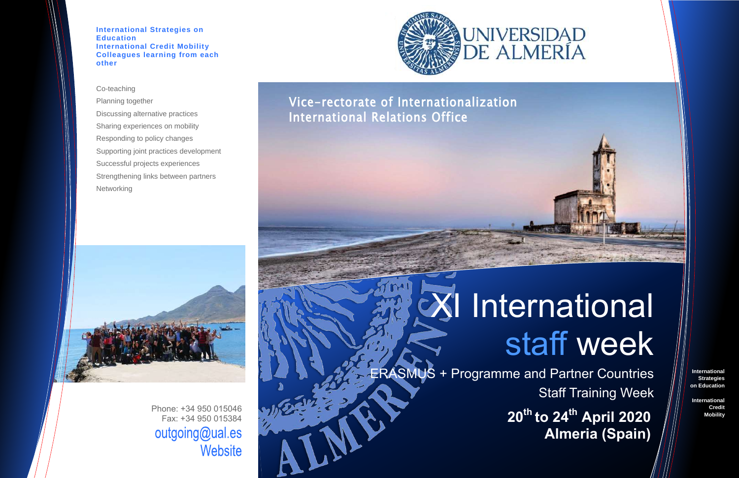**International Strategies on Education**
**International Credit Mobility**
**Colleagues learning from each other**

- Co-teaching
- Planning together
- Discussing alternative practices
- Sharing experiences on mobility
- Responding to policy changes
- Supporting joint practices development
- Successful projects experiences
- Strengthening links between partners
- Networking

Phone: +34 950 015046
Fax: +34 950 015384
outgoing@ual.es
Website

UNIVERSIDAD DE ALMERÍA

Vice-rectorate of Internationalization
International Relations Office

# XI International staff week

ERASMUS + Programme and Partner Countries
Staff Training Week

**20th to 24th April 2020**
**Almeria (Spain)**

**International Strategies on Education**

**International Credit Mobility**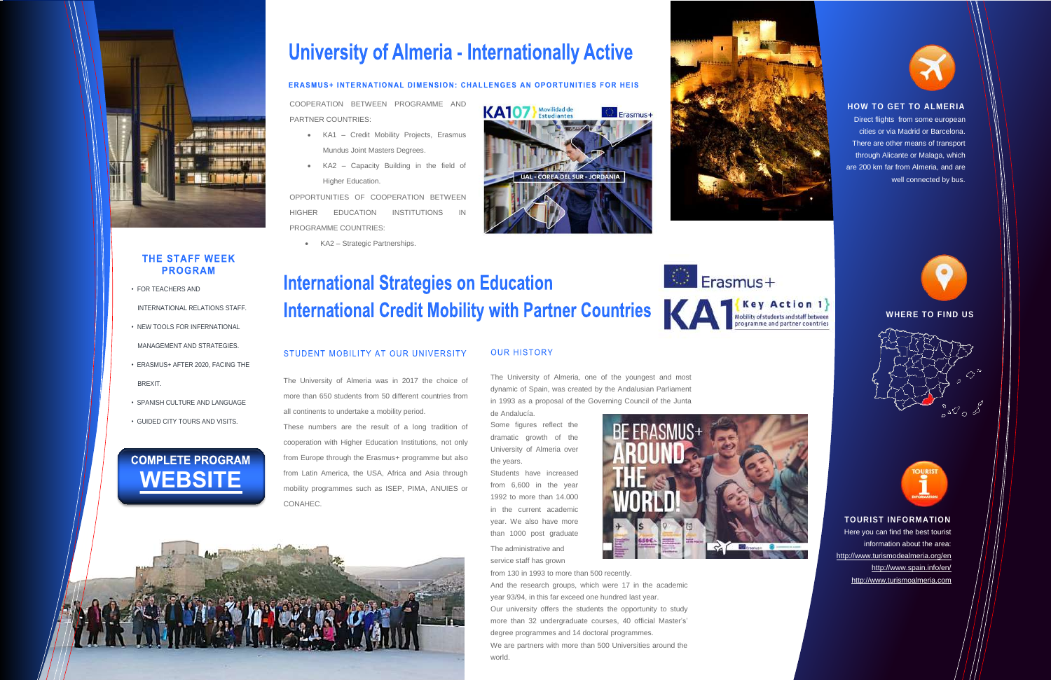### THE STAFF WEEK PROGRAM

- FOR TEACHERS AND INTERNATIONAL RELATIONS STAFF.
- NEW TOOLS FOR INFERNATIONAL MANAGEMENT AND STRATEGIES.
- ERASMUS+ AFTER 2020, FACING THE BREXIT.
- SPANISH CULTURE AND LANGUAGE
- GUIDED CITY TOURS AND VISITS.

**COMPLETE PROGRAM WEBSITE**

# University of Almeria - Internationally Active

## ERASMUS+ INTERNATIONAL DIMENSION: CHALLENGES AN OPORTUNITIES FOR HEIS

COOPERATION BETWEEN PROGRAMME AND PARTNER COUNTRIES:

- KA1 – Credit Mobility Projects, Erasmus Mundus Joint Masters Degrees.
- KA2 – Capacity Building in the field of Higher Education.

OPPORTUNITIES OF COOPERATION BETWEEN HIGHER EDUCATION INSTITUTIONS IN PROGRAMME COUNTRIES:

- KA2 – Strategic Partnerships.

KA107 Movilidad de Estudiantes Erasmus+

UAL - COREA DEL SUR - JORDANIA

# International Strategies on Education
# International Credit Mobility with Partner Countries

Erasmus+

KA1 {Key Action 1} Mobility of students and staff between programme and partner countries

## STUDENT MOBILITY AT OUR UNIVERSITY

The University of Almeria was in 2017 the choice of more than 650 students from 50 different countries from all continents to undertake a mobility period.

These numbers are the result of a long tradition of cooperation with Higher Education Institutions, not only from Europe through the Erasmus+ programme but also from Latin America, the USA, Africa and Asia through mobility programmes such as ISEP, PIMA, ANUIES or CONAHEC.

## OUR HISTORY

The University of Almeria, one of the youngest and most dynamic of Spain, was created by the Andalusian Parliament in 1993 as a proposal of the Governing Council of the Junta de Andalucía.

Some figures reflect the dramatic growth of the University of Almeria over the years.

Students have increased from 6,600 in the year 1992 to more than 14.000 in the current academic year. We also have more than 1000 post graduate

BE ERASMUS+ AROUND THE WORLD!

The administrative and service staff has grown from 130 in 1993 to more than 500 recently.

And the research groups, which were 17 in the academic year 93/94, in this far exceed one hundred last year.

Our university offers the students the opportunity to study more than 32 undergraduate courses, 40 official Master's' degree programmes and 14 doctoral programmes.

We are partners with more than 500 Universities around the world.

### HOW TO GET TO ALMERIA

Direct flights from some european cities or via Madrid or Barcelona. There are other means of transport through Alicante or Malaga, which are 200 km far from Almeria, and are well connected by bus.

### WHERE TO FIND US

### TOURIST INFORMATION

Here you can find the best tourist information about the area:

http://www.turismodealmeria.org/en

http://www.spain.info/en/

http://www.turismoalmeria.com